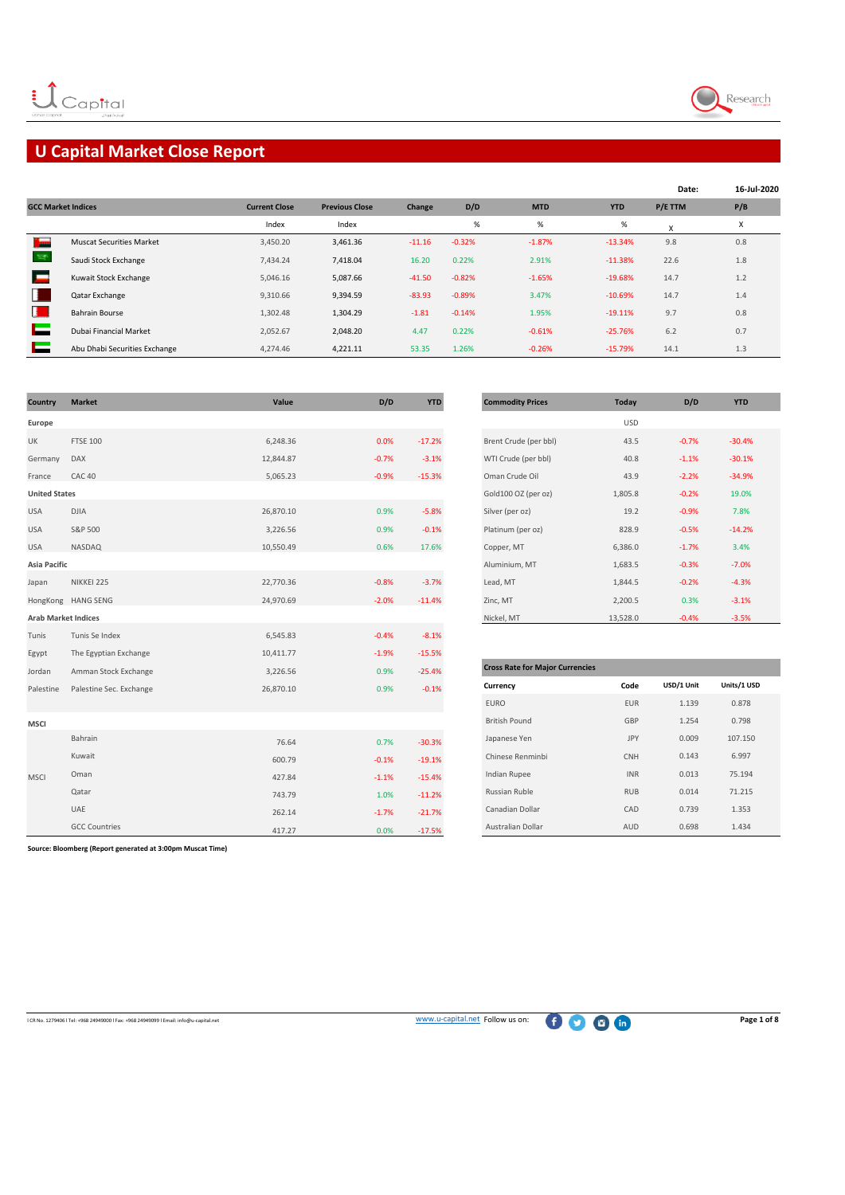# U Capital Market Close Report

Date: 16-Jul-2020

| GCC Market Indices | Current Close | Previous Close | Change | D/D | MTD | YTD | P/E TTM | P/B |
|---|---|---|---|---|---|---|---|---|
| | Index | Index | | % | % | % | X | X |
| Muscat Securities Market | 3,450.20 | 3,461.36 | -11.16 | -0.32% | -1.87% | -13.34% | 9.8 | 0.8 |
| Saudi Stock Exchange | 7,434.24 | 7,418.04 | 16.20 | 0.22% | 2.91% | -11.38% | 22.6 | 1.8 |
| Kuwait Stock Exchange | 5,046.16 | 5,087.66 | -41.50 | -0.82% | -1.65% | -19.68% | 14.7 | 1.2 |
| Qatar Exchange | 9,310.66 | 9,394.59 | -83.93 | -0.89% | 3.47% | -10.69% | 14.7 | 1.4 |
| Bahrain Bourse | 1,302.48 | 1,304.29 | -1.81 | -0.14% | 1.95% | -19.11% | 9.7 | 0.8 |
| Dubai Financial Market | 2,052.67 | 2,048.20 | 4.47 | 0.22% | -0.61% | -25.76% | 6.2 | 0.7 |
| Abu Dhabi Securities Exchange | 4,274.46 | 4,221.11 | 53.35 | 1.26% | -0.26% | -15.79% | 14.1 | 1.3 |

| Country | Market | Value | D/D | YTD |
|---|---|---|---|---|
| **Europe** | | | | |
| UK | FTSE 100 | 6,248.36 | 0.0% | -17.2% |
| Germany | DAX | 12,844.87 | -0.7% | -3.1% |
| France | CAC 40 | 5,065.23 | -0.9% | -15.3% |
| **United States** | | | | |
| USA | DJIA | 26,870.10 | 0.9% | -5.8% |
| USA | S&P 500 | 3,226.56 | 0.9% | -0.1% |
| USA | NASDAQ | 10,550.49 | 0.6% | 17.6% |
| **Asia Pacific** | | | | |
| Japan | NIKKEI 225 | 22,770.36 | -0.8% | -3.7% |
| HongKong | HANG SENG | 24,970.69 | -2.0% | -11.4% |
| **Arab Market Indices** | | | | |
| Tunis | Tunis Se Index | 6,545.83 | -0.4% | -8.1% |
| Egypt | The Egyptian Exchange | 10,411.77 | -1.9% | -15.5% |
| Jordan | Amman Stock Exchange | 3,226.56 | 0.9% | -25.4% |
| Palestine | Palestine Sec. Exchange | 26,870.10 | 0.9% | -0.1% |
| **MSCI** | | | | |
| MSCI | Bahrain | 76.64 | 0.7% | -30.3% |
| MSCI | Kuwait | 600.79 | -0.1% | -19.1% |
| MSCI | Oman | 427.84 | -1.1% | -15.4% |
| MSCI | Qatar | 743.79 | 1.0% | -11.2% |
| MSCI | UAE | 262.14 | -1.7% | -21.7% |
| MSCI | GCC Countries | 417.27 | 0.0% | -17.5% |

| Commodity Prices | Today | D/D | YTD |
|---|---|---|---|
| | USD | | |
| Brent Crude (per bbl) | 43.5 | -0.7% | -30.4% |
| WTI Crude (per bbl) | 40.8 | -1.1% | -30.1% |
| Oman Crude Oil | 43.9 | -2.2% | -34.9% |
| Gold100 OZ (per oz) | 1,805.8 | -0.2% | 19.0% |
| Silver (per oz) | 19.2 | -0.9% | 7.8% |
| Platinum (per oz) | 828.9 | -0.5% | -14.2% |
| Copper, MT | 6,386.0 | -1.7% | 3.4% |
| Aluminium, MT | 1,683.5 | -0.3% | -7.0% |
| Lead, MT | 1,844.5 | -0.2% | -4.3% |
| Zinc, MT | 2,200.5 | 0.3% | -3.1% |
| Nickel, MT | 13,528.0 | -0.4% | -3.5% |

**Cross Rate for Major Currencies**

| Currency | Code | USD/1 Unit | Units/1 USD |
|---|---|---|---|
| EURO | EUR | 1.139 | 0.878 |
| British Pound | GBP | 1.254 | 0.798 |
| Japanese Yen | JPY | 0.009 | 107.150 |
| Chinese Renminbi | CNH | 0.143 | 6.997 |
| Indian Rupee | INR | 0.013 | 75.194 |
| Russian Ruble | RUB | 0.014 | 71.215 |
| Canadian Dollar | CAD | 0.739 | 1.353 |
| Australian Dollar | AUD | 0.698 | 1.434 |

**Source: Bloomberg (Report generated at 3:00pm Muscat Time)**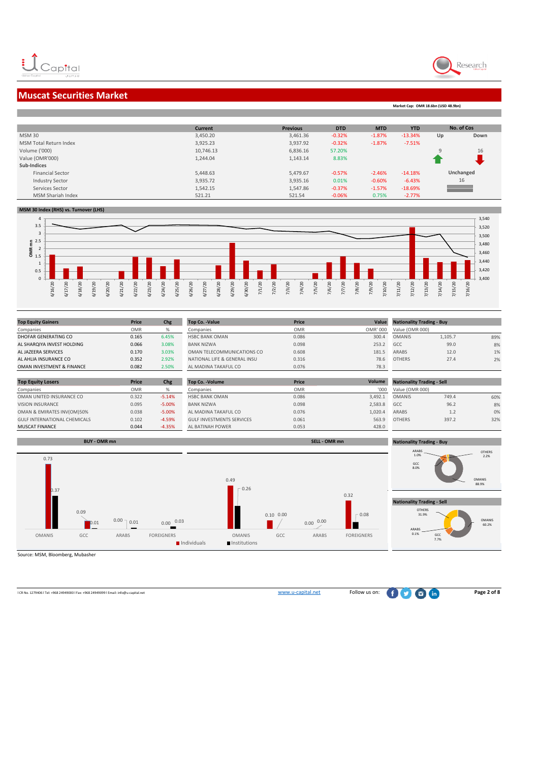# Muscat Securities Market

Market Cap: OMR 18.6bn (USD 48.9bn)

| | Current | Previous | DTD | MTD | YTD | No. of Cos | |
|---|---|---|---|---|---|---|---|
| MSM 30 | 3,450.20 | 3,461.36 | -0.32% | -1.87% | -13.34% | Up | Down |
| MSM Total Return Index | 3,925.23 | 3,937.92 | -0.32% | -1.87% | -7.51% | | |
| Volume ('000) | 10,746.13 | 6,836.16 | 57.20% | | | 9 | 16 |
| Value (OMR'000) | 1,244.04 | 1,143.14 | 8.83% | | | | |
| Sub-Indices | | | | | | | |
| Financial Sector | 5,448.63 | 5,479.67 | -0.57% | -2.46% | -14.18% | Unchanged | |
| Industry Sector | 3,935.72 | 3,935.16 | 0.01% | -0.60% | -6.43% | 16 | |
| Services Sector | 1,542.15 | 1,547.86 | -0.37% | -1.57% | -18.69% | | |
| MSM Shariah Index | 521.21 | 521.54 | -0.06% | 0.75% | -2.77% | | |

## MSM 30 Index (RHS) vs. Turnover (LHS)

| Top Equity Gainers | Price | Chg |
|---|---|---|
| Companies | OMR | % |
| DHOFAR GENERATING CO | 0.165 | 6.45% |
| AL SHARQIYA INVEST HOLDING | 0.066 | 3.08% |
| AL JAZEERA SERVICES | 0.170 | 3.03% |
| AL AHLIA INSURANCE CO | 0.352 | 2.92% |
| OMAN INVESTMENT & FINANCE | 0.082 | 2.50% |

| Top Co. -Value | Price | Value |
|---|---|---|
| Companies | OMR | OMR' 000 |
| HSBC BANK OMAN | 0.086 | 300.4 |
| BANK NIZWA | 0.098 | 253.2 |
| OMAN TELECOMMUNICATIONS CO | 0.608 | 181.5 |
| NATIONAL LIFE & GENERAL INSU | 0.316 | 78.6 |
| AL MADINA TAKAFUL CO | 0.076 | 78.3 |

| Nationality Trading - Buy | | |
|---|---|---|
| Value (OMR 000) | | |
| OMANIS | 1,105.7 | 89% |
| GCC | 99.0 | 8% |
| ARABS | 12.0 | 1% |
| OTHERS | 27.4 | 2% |

| Top Equity Losers | Price | Chg |
|---|---|---|
| Companies | OMR | % |
| OMAN UNITED INSURANCE CO | 0.322 | -5.14% |
| VISION INSURANCE | 0.095 | -5.00% |
| OMAN & EMIRATES INV(OM)50% | 0.038 | -5.00% |
| GULF INTERNATIONAL CHEMICALS | 0.102 | -4.59% |
| MUSCAT FINANCE | 0.044 | -4.35% |

| Top Co. -Volume | Price | Volume |
|---|---|---|
| Companies | OMR | '000 |
| HSBC BANK OMAN | 0.086 | 3,492.1 |
| BANK NIZWA | 0.098 | 2,583.8 |
| AL MADINA TAKAFUL CO | 0.076 | 1,020.4 |
| GULF INVESTMENTS SERVICES | 0.061 | 563.9 |
| AL BATINAH POWER | 0.053 | 428.0 |

| Nationality Trading - Sell | | |
|---|---|---|
| Value (OMR 000) | | |
| OMANIS | 749.4 | 60% |
| GCC | 96.2 | 8% |
| ARABS | 1.2 | 0% |
| OTHERS | 397.2 | 32% |

## BUY - OMR mn / SELL - OMR mn

| | BUY Individuals | BUY Institutions | SELL Individuals | SELL Institutions |
|---|---|---|---|---|
| OMANIS | 0.73 | 0.37 | 0.49 | 0.26 |
| GCC | 0.09 | 0.01 | 0.10 | 0.00 |
| ARABS | 0.00 | 0.01 | 0.00 | 0.00 |
| FOREIGNERS | 0.00 | 0.03 | 0.32 | 0.08 |

## Nationality Trading - Buy

OMANIS 88.9%, GCC 8.0%, ARABS 1.0%, OTHERS 2.2%

## Nationality Trading - Sell

OMANIS 60.2%, GCC 7.7%, ARABS 0.1%, OTHERS 31.9%

Source: MSM, Bloomberg, Mubasher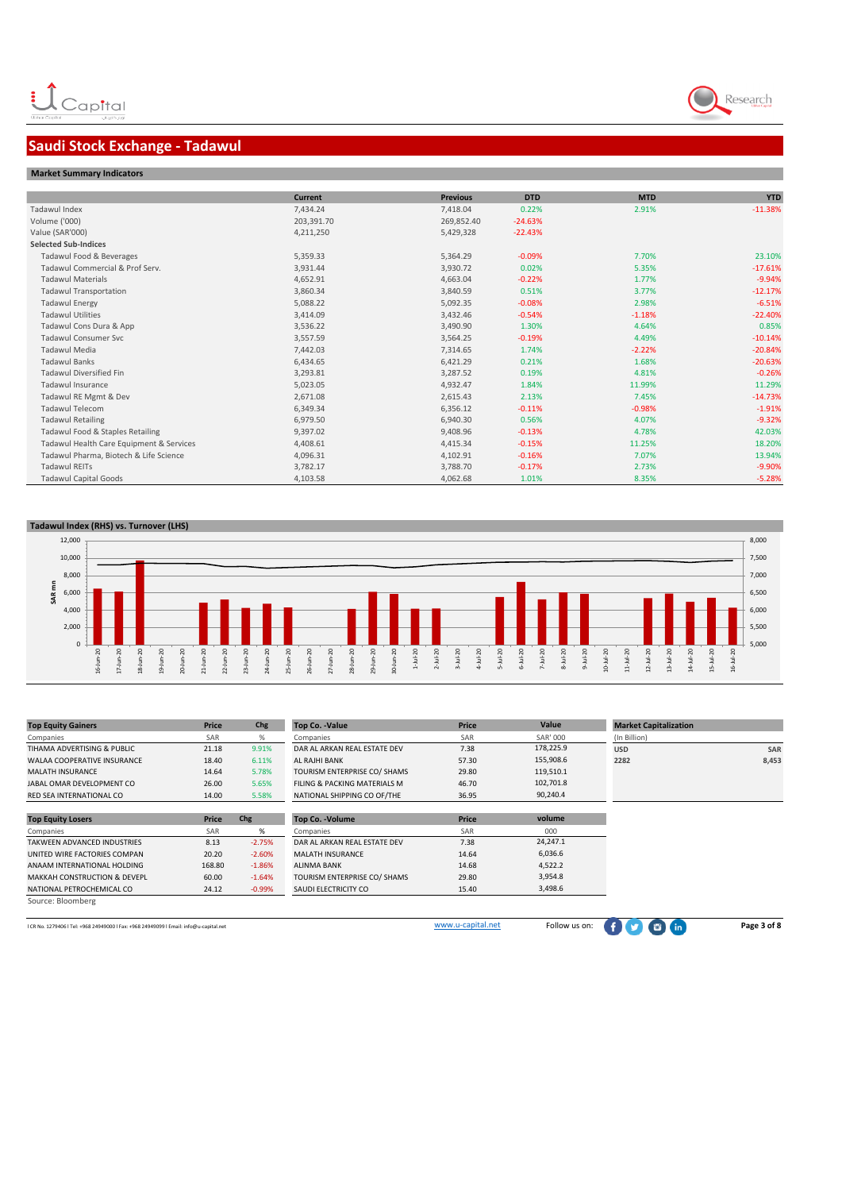# Saudi Stock Exchange - Tadawul

## Market Summary Indicators

| | Current | Previous | DTD | MTD | YTD |
|---|---|---|---|---|---|
| Tadawul Index | 7,434.24 | 7,418.04 | 0.22% | 2.91% | -11.38% |
| Volume ('000) | 203,391.70 | 269,852.40 | -24.63% | | |
| Value (SAR'000) | 4,211,250 | 5,429,328 | -22.43% | | |
| **Selected Sub-Indices** | | | | | |
| Tadawul Food & Beverages | 5,359.33 | 5,364.29 | -0.09% | 7.70% | 23.10% |
| Tadawul Commercial & Prof Serv. | 3,931.44 | 3,930.72 | 0.02% | 5.35% | -17.61% |
| Tadawul Materials | 4,652.91 | 4,663.04 | -0.22% | 1.77% | -9.94% |
| Tadawul Transportation | 3,860.34 | 3,840.59 | 0.51% | 3.77% | -12.17% |
| Tadawul Energy | 5,088.22 | 5,092.35 | -0.08% | 2.98% | -6.51% |
| Tadawul Utilities | 3,414.09 | 3,432.46 | -0.54% | -1.18% | -22.40% |
| Tadawul Cons Dura & App | 3,536.22 | 3,490.90 | 1.30% | 4.64% | 0.85% |
| Tadawul Consumer Svc | 3,557.59 | 3,564.25 | -0.19% | 4.49% | -10.14% |
| Tadawul Media | 7,442.03 | 7,314.65 | 1.74% | -2.22% | -20.84% |
| Tadawul Banks | 6,434.65 | 6,421.29 | 0.21% | 1.68% | -20.63% |
| Tadawul Diversified Fin | 3,293.81 | 3,287.52 | 0.19% | 4.81% | -0.26% |
| Tadawul Insurance | 5,023.05 | 4,932.47 | 1.84% | 11.99% | 11.29% |
| Tadawul RE Mgmt & Dev | 2,671.08 | 2,615.43 | 2.13% | 7.45% | -14.73% |
| Tadawul Telecom | 6,349.34 | 6,356.12 | -0.11% | -0.98% | -1.91% |
| Tadawul Retailing | 6,979.50 | 6,940.30 | 0.56% | 4.07% | -9.32% |
| Tadawul Food & Staples Retailing | 9,397.02 | 9,408.96 | -0.13% | 4.78% | 42.03% |
| Tadawul Health Care Equipment & Services | 4,408.61 | 4,415.34 | -0.15% | 11.25% | 18.20% |
| Tadawul Pharma, Biotech & Life Science | 4,096.31 | 4,102.91 | -0.16% | 7.07% | 13.94% |
| Tadawul REITs | 3,782.17 | 3,788.70 | -0.17% | 2.73% | -9.90% |
| Tadawul Capital Goods | 4,103.58 | 4,062.68 | 1.01% | 8.35% | -5.28% |

## Tadawul Index (RHS) vs. Turnover (LHS)

| Top Equity Gainers | Price | Chg |
|---|---|---|
| Companies | SAR | % |
| TIHAMA ADVERTISING & PUBLIC | 21.18 | 9.91% |
| WALAA COOPERATIVE INSURANCE | 18.40 | 6.11% |
| MALATH INSURANCE | 14.64 | 5.78% |
| JABAL OMAR DEVELOPMENT CO | 26.00 | 5.65% |
| RED SEA INTERNATIONAL CO | 14.00 | 5.58% |

| Top Co. -Value | Price | Value |
|---|---|---|
| Companies | SAR | SAR' 000 |
| DAR AL ARKAN REAL ESTATE DEV | 7.38 | 178,225.9 |
| AL RAJHI BANK | 57.30 | 155,908.6 |
| TOURISM ENTERPRISE CO/ SHAMS | 29.80 | 119,510.1 |
| FILING & PACKING MATERIALS M | 46.70 | 102,701.8 |
| NATIONAL SHIPPING CO OF/THE | 36.95 | 90,240.4 |

| Market Capitalization | |
|---|---|
| (In Billion) | |
| USD | SAR |
| 2282 | 8,453 |

| Top Equity Losers | Price | Chg |
|---|---|---|
| Companies | SAR | % |
| TAKWEEN ADVANCED INDUSTRIES | 8.13 | -2.75% |
| UNITED WIRE FACTORIES COMPAN | 20.20 | -2.60% |
| ANAAM INTERNATIONAL HOLDING | 168.80 | -1.86% |
| MAKKAH CONSTRUCTION & DEVELP | 60.00 | -1.64% |
| NATIONAL PETROCHEMICAL CO | 24.12 | -0.99% |

| Top Co. -Volume | Price | volume |
|---|---|---|
| Companies | SAR | 000 |
| DAR AL ARKAN REAL ESTATE DEV | 7.38 | 24,247.1 |
| MALATH INSURANCE | 14.64 | 6,036.6 |
| ALINMA BANK | 14.68 | 4,522.2 |
| TOURISM ENTERPRISE CO/ SHAMS | 29.80 | 3,954.8 |
| SAUDI ELECTRICITY CO | 15.40 | 3,498.6 |

Source: Bloomberg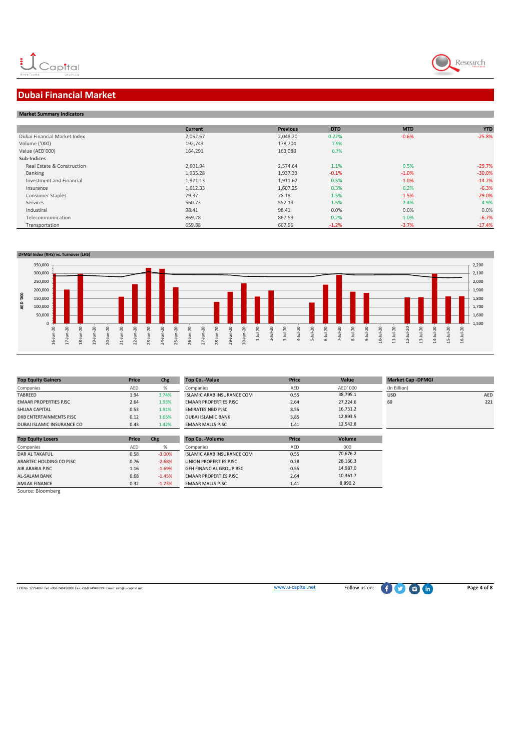# Dubai Financial Market

## Market Summary Indicators

| | Current | Previous | DTD | MTD | YTD |
|---|---|---|---|---|---|
| Dubai Financial Market Index | 2,052.67 | 2,048.20 | 0.22% | -0.6% | -25.8% |
| Volume ('000) | 192,743 | 178,704 | 7.9% | | |
| Value (AED'000) | 164,291 | 163,088 | 0.7% | | |
| **Sub-Indices** | | | | | |
| Real Estate & Construction | 2,601.94 | 2,574.64 | 1.1% | 0.5% | -29.7% |
| Banking | 1,935.28 | 1,937.33 | -0.1% | -1.0% | -30.0% |
| Investment and Financial | 1,921.13 | 1,911.62 | 0.5% | -1.0% | -14.2% |
| Insurance | 1,612.33 | 1,607.25 | 0.3% | 6.2% | -6.3% |
| Consumer Staples | 79.37 | 78.18 | 1.5% | -1.5% | -29.0% |
| Services | 560.73 | 552.19 | 1.5% | 2.4% | 4.9% |
| Industrial | 98.41 | 98.41 | 0.0% | 0.0% | 0.0% |
| Telecommunication | 869.28 | 867.59 | 0.2% | 1.0% | -6.7% |
| Transportation | 659.88 | 667.96 | -1.2% | -3.7% | -17.4% |

## DFMGI Index (RHS) vs. Turnover (LHS)

| Top Equity Gainers | Price | Chg |
|---|---|---|
| Companies | AED | % |
| TABREED | 1.94 | 3.74% |
| EMAAR PROPERTIES PJSC | 2.64 | 1.93% |
| SHUAA CAPITAL | 0.53 | 1.91% |
| DXB ENTERTAINMENTS PJSC | 0.12 | 1.65% |
| DUBAI ISLAMIC INSURANCE CO | 0.43 | 1.42% |

| Top Co. -Value | Price | Value |
|---|---|---|
| Companies | AED | AED' 000 |
| ISLAMIC ARAB INSURANCE COM | 0.55 | 38,795.1 |
| EMAAR PROPERTIES PJSC | 2.64 | 27,224.6 |
| EMIRATES NBD PJSC | 8.55 | 16,731.2 |
| DUBAI ISLAMIC BANK | 3.85 | 12,893.5 |
| EMAAR MALLS PJSC | 1.41 | 12,542.8 |

| Market Cap -DFMGI | |
|---|---|
| (In Billion) | |
| USD | AED |
| 60 | 221 |

| Top Equity Losers | Price | Chg |
|---|---|---|
| Companies | AED | % |
| DAR AL TAKAFUL | 0.58 | -3.00% |
| ARABTEC HOLDING CO PJSC | 0.76 | -2.68% |
| AIR ARABIA PJSC | 1.16 | -1.69% |
| AL-SALAM BANK | 0.68 | -1.45% |
| AMLAK FINANCE | 0.32 | -1.23% |

| Top Co. -Volume | Price | Volume |
|---|---|---|
| Companies | AED | 000 |
| ISLAMIC ARAB INSURANCE COM | 0.55 | 70,676.2 |
| UNION PROPERTIES PJSC | 0.28 | 28,166.3 |
| GFH FINANCIAL GROUP BSC | 0.55 | 14,987.0 |
| EMAAR PROPERTIES PJSC | 2.64 | 10,361.7 |
| EMAAR MALLS PJSC | 1.41 | 8,890.2 |

Source: Bloomberg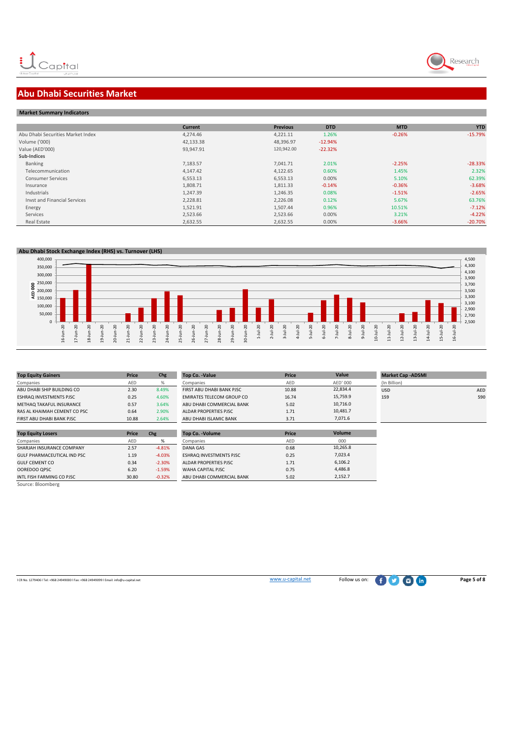# Abu Dhabi Securities Market

## Market Summary Indicators

| | Current | Previous | DTD | MTD | YTD |
|---|---|---|---|---|---|
| Abu Dhabi Securities Market Index | 4,274.46 | 4,221.11 | 1.26% | -0.26% | -15.79% |
| Volume ('000) | 42,133.38 | 48,396.97 | -12.94% | | |
| Value (AED'000) | 93,947.91 | 120,942.00 | -22.32% | | |
| **Sub-Indices** | | | | | |
| Banking | 7,183.57 | 7,041.71 | 2.01% | -2.25% | -28.33% |
| Telecommunication | 4,147.42 | 4,122.65 | 0.60% | 1.45% | 2.32% |
| Consumer Services | 6,553.13 | 6,553.13 | 0.00% | 5.10% | 62.39% |
| Insurance | 1,808.71 | 1,811.33 | -0.14% | -0.36% | -3.68% |
| Industrials | 1,247.39 | 1,246.35 | 0.08% | -1.51% | -2.65% |
| Invst and Financial Services | 2,228.81 | 2,226.08 | 0.12% | 5.67% | 63.76% |
| Energy | 1,521.91 | 1,507.44 | 0.96% | 10.51% | -7.12% |
| Services | 2,523.66 | 2,523.66 | 0.00% | 3.21% | -4.22% |
| Real Estate | 2,632.55 | 2,632.55 | 0.00% | -3.66% | -20.70% |

## Abu Dhabi Stock Exchange Index (RHS) vs. Turnover (LHS)

| Top Equity Gainers | Price | Chg |
|---|---|---|
| Companies | AED | % |
| ABU DHABI SHIP BUILDING CO | 2.30 | 8.49% |
| ESHRAQ INVESTMENTS PJSC | 0.25 | 4.60% |
| METHAQ TAKAFUL INSURANCE | 0.57 | 3.64% |
| RAS AL KHAIMAH CEMENT CO PSC | 0.64 | 2.90% |
| FIRST ABU DHABI BANK PJSC | 10.88 | 2.64% |

| Top Co. -Value | Price | Value |
|---|---|---|
| Companies | AED | AED' 000 |
| FIRST ABU DHABI BANK PJSC | 10.88 | 22,834.4 |
| EMIRATES TELECOM GROUP CO | 16.74 | 15,759.9 |
| ABU DHABI COMMERCIAL BANK | 5.02 | 10,716.0 |
| ALDAR PROPERTIES PJSC | 1.71 | 10,481.7 |
| ABU DHABI ISLAMIC BANK | 3.71 | 7,071.6 |

| Market Cap -ADSMI | |
|---|---|
| (In Billion) | |
| USD | AED |
| 159 | 590 |

| Top Equity Losers | Price | Chg |
|---|---|---|
| Companies | AED | % |
| SHARJAH INSURANCE COMPANY | 2.57 | -4.81% |
| GULF PHARMACEUTICAL IND PSC | 1.19 | -4.03% |
| GULF CEMENT CO | 0.34 | -2.30% |
| OOREDOO QPSC | 6.20 | -1.59% |
| INTL FISH FARMING CO PJSC | 30.80 | -0.32% |

| Top Co. -Volume | Price | Volume |
|---|---|---|
| Companies | AED | 000 |
| DANA GAS | 0.68 | 10,265.8 |
| ESHRAQ INVESTMENTS PJSC | 0.25 | 7,023.4 |
| ALDAR PROPERTIES PJSC | 1.71 | 6,106.2 |
| WAHA CAPITAL PJSC | 0.75 | 4,486.8 |
| ABU DHABI COMMERCIAL BANK | 5.02 | 2,152.7 |

Source: Bloomberg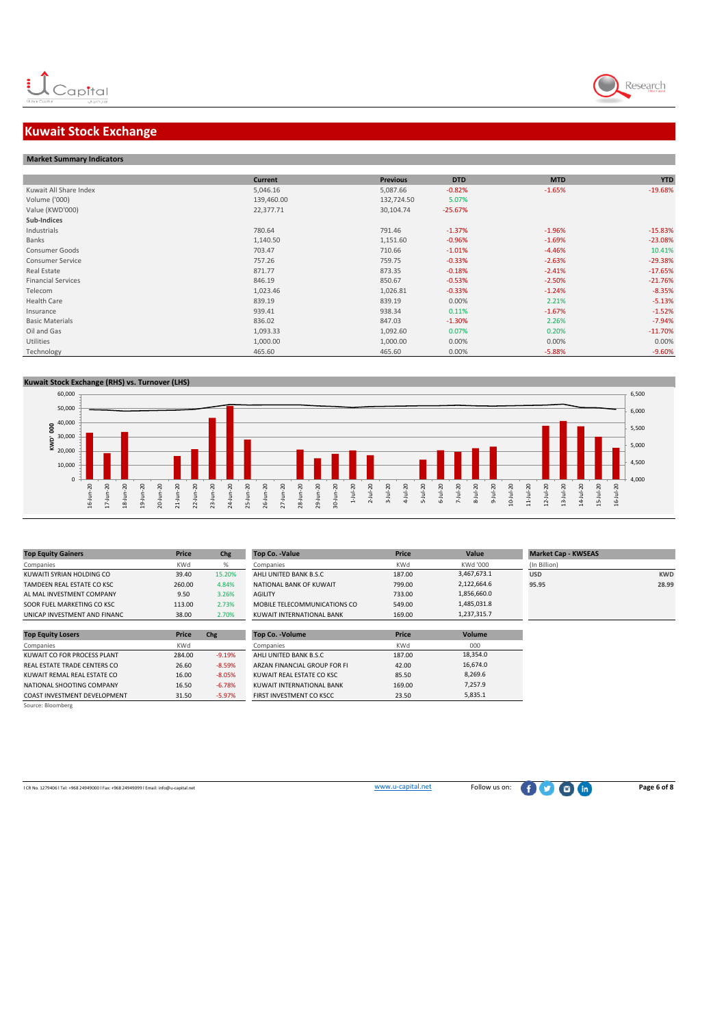# Kuwait Stock Exchange

## Market Summary Indicators

| | Current | Previous | DTD | MTD | YTD |
|---|---|---|---|---|---|
| Kuwait All Share Index | 5,046.16 | 5,087.66 | -0.82% | -1.65% | -19.68% |
| Volume ('000) | 139,460.00 | 132,724.50 | 5.07% | | |
| Value (KWD'000) | 22,377.71 | 30,104.74 | -25.67% | | |
| **Sub-Indices** | | | | | |
| Industrials | 780.64 | 791.46 | -1.37% | -1.96% | -15.83% |
| Banks | 1,140.50 | 1,151.60 | -0.96% | -1.69% | -23.08% |
| Consumer Goods | 703.47 | 710.66 | -1.01% | -4.46% | 10.41% |
| Consumer Service | 757.26 | 759.75 | -0.33% | -2.63% | -29.38% |
| Real Estate | 871.77 | 873.35 | -0.18% | -2.41% | -17.65% |
| Financial Services | 846.19 | 850.67 | -0.53% | -2.50% | -21.76% |
| Telecom | 1,023.46 | 1,026.81 | -0.33% | -1.24% | -8.35% |
| Health Care | 839.19 | 839.19 | 0.00% | 2.21% | -5.13% |
| Insurance | 939.41 | 938.34 | 0.11% | -1.67% | -1.52% |
| Basic Materials | 836.02 | 847.03 | -1.30% | 2.26% | -7.94% |
| Oil and Gas | 1,093.33 | 1,092.60 | 0.07% | 0.20% | -11.70% |
| Utilities | 1,000.00 | 1,000.00 | 0.00% | 0.00% | 0.00% |
| Technology | 465.60 | 465.60 | 0.00% | -5.88% | -9.60% |

## Kuwait Stock Exchange (RHS) vs. Turnover (LHS)

| Top Equity Gainers | Price | Chg |
|---|---|---|
| Companies | KWd | % |
| KUWAITI SYRIAN HOLDING CO | 39.40 | 15.20% |
| TAMDEEN REAL ESTATE CO KSC | 260.00 | 4.84% |
| AL MAL INVESTMENT COMPANY | 9.50 | 3.26% |
| SOOR FUEL MARKETING CO KSC | 113.00 | 2.73% |
| UNICAP INVESTMENT AND FINANC | 38.00 | 2.70% |

| Top Co. -Value | Price | Value |
|---|---|---|
| Companies | KWd | KWd '000 |
| AHLI UNITED BANK B.S.C | 187.00 | 3,467,673.1 |
| NATIONAL BANK OF KUWAIT | 799.00 | 2,122,664.6 |
| AGILITY | 733.00 | 1,856,660.0 |
| MOBILE TELECOMMUNICATIONS CO | 549.00 | 1,485,031.8 |
| KUWAIT INTERNATIONAL BANK | 169.00 | 1,237,315.7 |

| Market Cap - KWSEAS | |
|---|---|
| (In Billion) | |
| USD | KWD |
| 95.95 | 28.99 |

| Top Equity Losers | Price | Chg |
|---|---|---|
| Companies | KWd | |
| KUWAIT CO FOR PROCESS PLANT | 284.00 | -9.19% |
| REAL ESTATE TRADE CENTERS CO | 26.60 | -8.59% |
| KUWAIT REMAL REAL ESTATE CO | 16.00 | -8.05% |
| NATIONAL SHOOTING COMPANY | 16.50 | -6.78% |
| COAST INVESTMENT DEVELOPMENT | 31.50 | -5.97% |

| Top Co. -Volume | Price | Volume |
|---|---|---|
| Companies | KWd | 000 |
| AHLI UNITED BANK B.S.C | 187.00 | 18,354.0 |
| ARZAN FINANCIAL GROUP FOR FI | 42.00 | 16,674.0 |
| KUWAIT REAL ESTATE CO KSC | 85.50 | 8,269.6 |
| KUWAIT INTERNATIONAL BANK | 169.00 | 7,257.9 |
| FIRST INVESTMENT CO KSCC | 23.50 | 5,835.1 |

Source: Bloomberg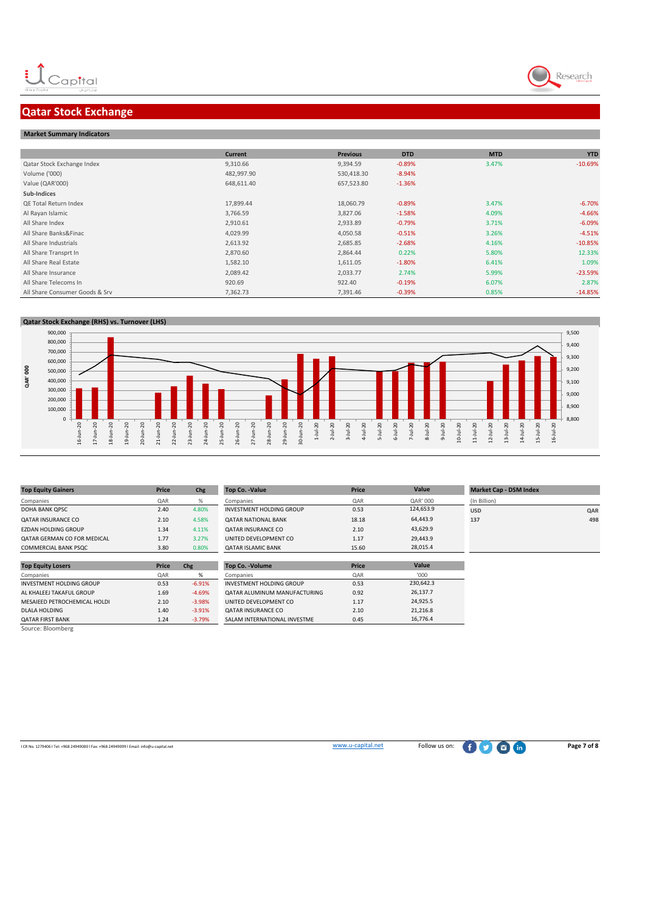# Qatar Stock Exchange

## Market Summary Indicators

| | Current | Previous | DTD | MTD | YTD |
|---|---|---|---|---|---|
| Qatar Stock Exchange Index | 9,310.66 | 9,394.59 | -0.89% | 3.47% | -10.69% |
| Volume ('000) | 482,997.90 | 530,418.30 | -8.94% | | |
| Value (QAR'000) | 648,611.40 | 657,523.80 | -1.36% | | |
| **Sub-Indices** | | | | | |
| QE Total Return Index | 17,899.44 | 18,060.79 | -0.89% | 3.47% | -6.70% |
| Al Rayan Islamic | 3,766.59 | 3,827.06 | -1.58% | 4.09% | -4.66% |
| All Share Index | 2,910.61 | 2,933.89 | -0.79% | 3.71% | -6.09% |
| All Share Banks&Finac | 4,029.99 | 4,050.58 | -0.51% | 3.26% | -4.51% |
| All Share Industrials | 2,613.92 | 2,685.85 | -2.68% | 4.16% | -10.85% |
| All Share Transprt In | 2,870.60 | 2,864.44 | 0.22% | 5.80% | 12.33% |
| All Share Real Estate | 1,582.10 | 1,611.05 | -1.80% | 6.41% | 1.09% |
| All Share Insurance | 2,089.42 | 2,033.77 | 2.74% | 5.99% | -23.59% |
| All Share Telecoms In | 920.69 | 922.40 | -0.19% | 6.07% | 2.87% |
| All Share Consumer Goods & Srv | 7,362.73 | 7,391.46 | -0.39% | 0.85% | -14.85% |

## Qatar Stock Exchange (RHS) vs. Turnover (LHS)

| Top Equity Gainers | Price | Chg |
|---|---|---|
| Companies | QAR | % |
| DOHA BANK QPSC | 2.40 | 4.80% |
| QATAR INSURANCE CO | 2.10 | 4.58% |
| EZDAN HOLDING GROUP | 1.34 | 4.11% |
| QATAR GERMAN CO FOR MEDICAL | 1.77 | 3.27% |
| COMMERCIAL BANK PSQC | 3.80 | 0.80% |

| Top Co. -Value | Price | Value |
|---|---|---|
| Companies | QAR | QAR' 000 |
| INVESTMENT HOLDING GROUP | 0.53 | 124,653.9 |
| QATAR NATIONAL BANK | 18.18 | 64,443.9 |
| QATAR INSURANCE CO | 2.10 | 43,629.9 |
| UNITED DEVELOPMENT CO | 1.17 | 29,443.9 |
| QATAR ISLAMIC BANK | 15.60 | 28,015.4 |

| Market Cap - DSM Index | |
|---|---|
| (In Billion) | |
| USD | QAR |
| 137 | 498 |

| Top Equity Losers | Price | Chg |
|---|---|---|
| Companies | QAR | % |
| INVESTMENT HOLDING GROUP | 0.53 | -6.91% |
| AL KHALEEJ TAKAFUL GROUP | 1.69 | -4.69% |
| MESAIEED PETROCHEMICAL HOLDI | 2.10 | -3.98% |
| DLALA HOLDING | 1.40 | -3.91% |
| QATAR FIRST BANK | 1.24 | -3.79% |

| Top Co. -Volume | Price | Value |
|---|---|---|
| Companies | QAR | '000 |
| INVESTMENT HOLDING GROUP | 0.53 | 230,642.3 |
| QATAR ALUMINUM MANUFACTURING | 0.92 | 26,137.7 |
| UNITED DEVELOPMENT CO | 1.17 | 24,925.5 |
| QATAR INSURANCE CO | 2.10 | 21,216.8 |
| SALAM INTERNATIONAL INVESTME | 0.45 | 16,776.4 |

Source: Bloomberg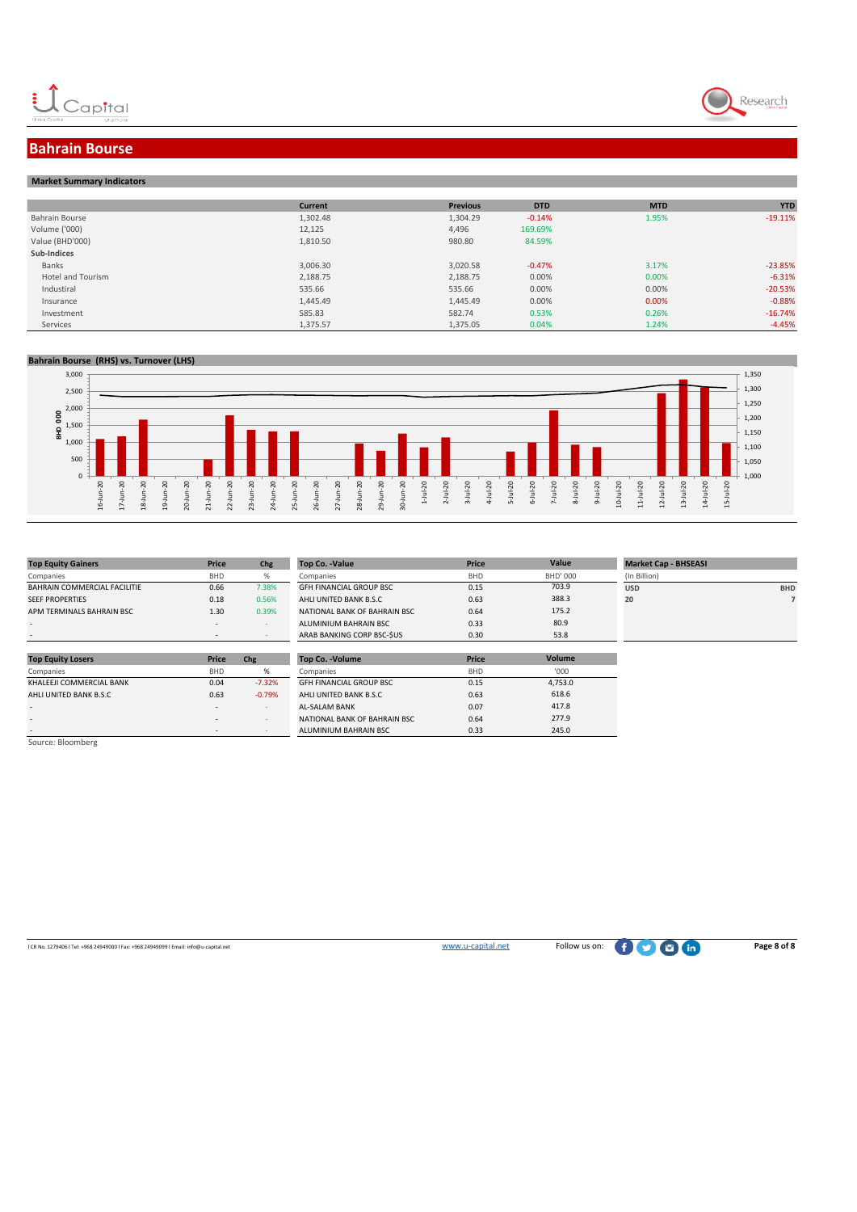## Bahrain Bourse

### Market Summary Indicators

| | Current | Previous | DTD | MTD | YTD |
|---|---|---|---|---|---|
| Bahrain Bourse | 1,302.48 | 1,304.29 | -0.14% | 1.95% | -19.11% |
| Volume ('000) | 12,125 | 4,496 | 169.69% | | |
| Value (BHD'000) | 1,810.50 | 980.80 | 84.59% | | |
| **Sub-Indices** | | | | | |
| Banks | 3,006.30 | 3,020.58 | -0.47% | 3.17% | -23.85% |
| Hotel and Tourism | 2,188.75 | 2,188.75 | 0.00% | 0.00% | -6.31% |
| Industrial | 535.66 | 535.66 | 0.00% | 0.00% | -20.53% |
| Insurance | 1,445.49 | 1,445.49 | 0.00% | 0.00% | -0.88% |
| Investment | 585.83 | 582.74 | 0.53% | 0.26% | -16.74% |
| Services | 1,375.57 | 1,375.05 | 0.04% | 1.24% | -4.45% |

### Bahrain Bourse (RHS) vs. Turnover (LHS)

| Top Equity Gainers | Price | Chg |
|---|---|---|
| Companies | BHD | % |
| BAHRAIN COMMERCIAL FACILITIE | 0.66 | 7.38% |
| SEEF PROPERTIES | 0.18 | 0.56% |
| APM TERMINALS BAHRAIN BSC | 1.30 | 0.39% |
| - | - | - |
| - | - | - |

| Top Co. -Value | Price | Value |
|---|---|---|
| Companies | BHD | BHD' 000 |
| GFH FINANCIAL GROUP BSC | 0.15 | 703.9 |
| AHLI UNITED BANK B.S.C | 0.63 | 388.3 |
| NATIONAL BANK OF BAHRAIN BSC | 0.64 | 175.2 |
| ALUMINIUM BAHRAIN BSC | 0.33 | 80.9 |
| ARAB BANKING CORP BSC-$US | 0.30 | 53.8 |

| Market Cap - BHSEASI | |
|---|---|
| (In Billion) | |
| USD | BHD |
| 20 | 7 |

| Top Equity Losers | Price | Chg |
|---|---|---|
| Companies | BHD | % |
| KHALEEJI COMMERCIAL BANK | 0.04 | -7.32% |
| AHLI UNITED BANK B.S.C | 0.63 | -0.79% |
| - | - | - |
| - | - | - |
| - | - | - |

| Top Co. -Volume | Price | Volume |
|---|---|---|
| Companies | BHD | '000 |
| GFH FINANCIAL GROUP BSC | 0.15 | 4,753.0 |
| AHLI UNITED BANK B.S.C | 0.63 | 618.6 |
| AL-SALAM BANK | 0.07 | 417.8 |
| NATIONAL BANK OF BAHRAIN BSC | 0.64 | 277.9 |
| ALUMINIUM BAHRAIN BSC | 0.33 | 245.0 |

Source: Bloomberg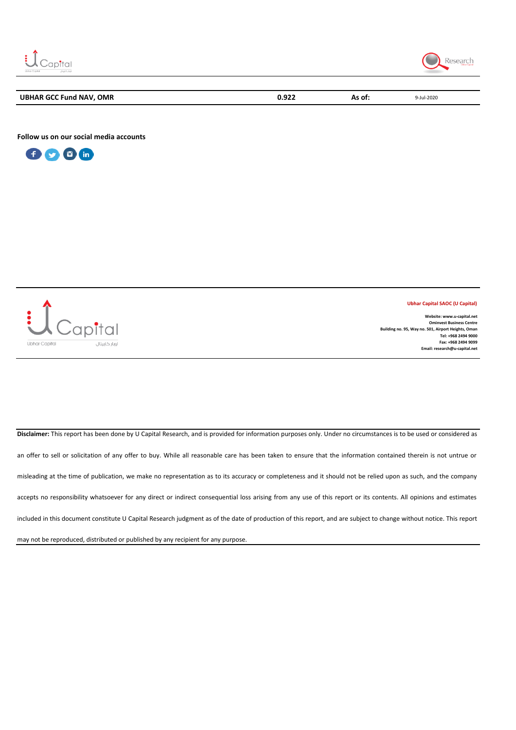| UBHAR GCC Fund NAV, OMR | 0.922 | As of: | 9-Jul-2020 |
|---|---|---|---|

**Follow us on our social media accounts**

**Ubhar Capital SAOC (U Capital)**

**Website: www.u-capital.net**
**Ominvest Business Centre**
**Building no. 95, Way no. 501, Airport Heights, Oman**
**Tel: +968 2494 9000**
**Fax: +968 2494 9099**
**Email: research@u-capital.net**

**Disclaimer:** This report has been done by U Capital Research, and is provided for information purposes only. Under no circumstances is to be used or considered as an offer to sell or solicitation of any offer to buy. While all reasonable care has been taken to ensure that the information contained therein is not untrue or misleading at the time of publication, we make no representation as to its accuracy or completeness and it should not be relied upon as such, and the company accepts no responsibility whatsoever for any direct or indirect consequential loss arising from any use of this report or its contents. All opinions and estimates included in this document constitute U Capital Research judgment as of the date of production of this report, and are subject to change without notice. This report may not be reproduced, distributed or published by any recipient for any purpose.